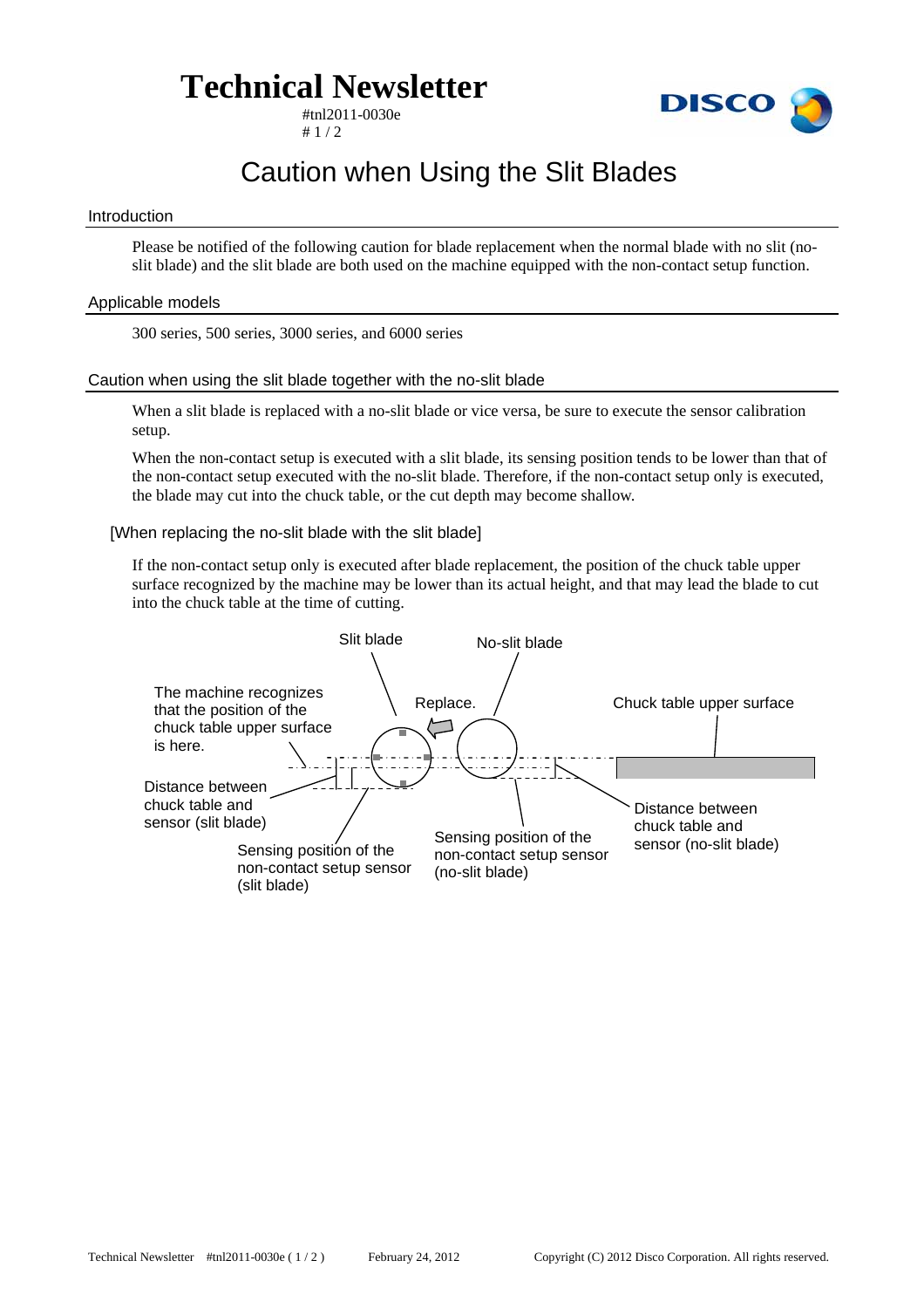# Technical Newsletter

#tnl2011-0030e
# 1 / 2

# Caution when Using the Slit Blades

## Introduction

Please be notified of the following caution for blade replacement when the normal blade with no slit (no-slit blade) and the slit blade are both used on the machine equipped with the non-contact setup function.

## Applicable models

300 series, 500 series, 3000 series, and 6000 series

## Caution when using the slit blade together with the no-slit blade

When a slit blade is replaced with a no-slit blade or vice versa, be sure to execute the sensor calibration setup.

When the non-contact setup is executed with a slit blade, its sensing position tends to be lower than that of the non-contact setup executed with the no-slit blade. Therefore, if the non-contact setup only is executed, the blade may cut into the chuck table, or the cut depth may become shallow.

### [When replacing the no-slit blade with the slit blade]

If the non-contact setup only is executed after blade replacement, the position of the chuck table upper surface recognized by the machine may be lower than its actual height, and that may lead the blade to cut into the chuck table at the time of cutting.

Slit blade

No-slit blade

The machine recognizes that the position of the chuck table upper surface is here.

Replace.

Chuck table upper surface

Distance between chuck table and sensor (slit blade)

Distance between chuck table and sensor (no-slit blade)

Sensing position of the non-contact setup sensor (slit blade)

Sensing position of the non-contact setup sensor (no-slit blade)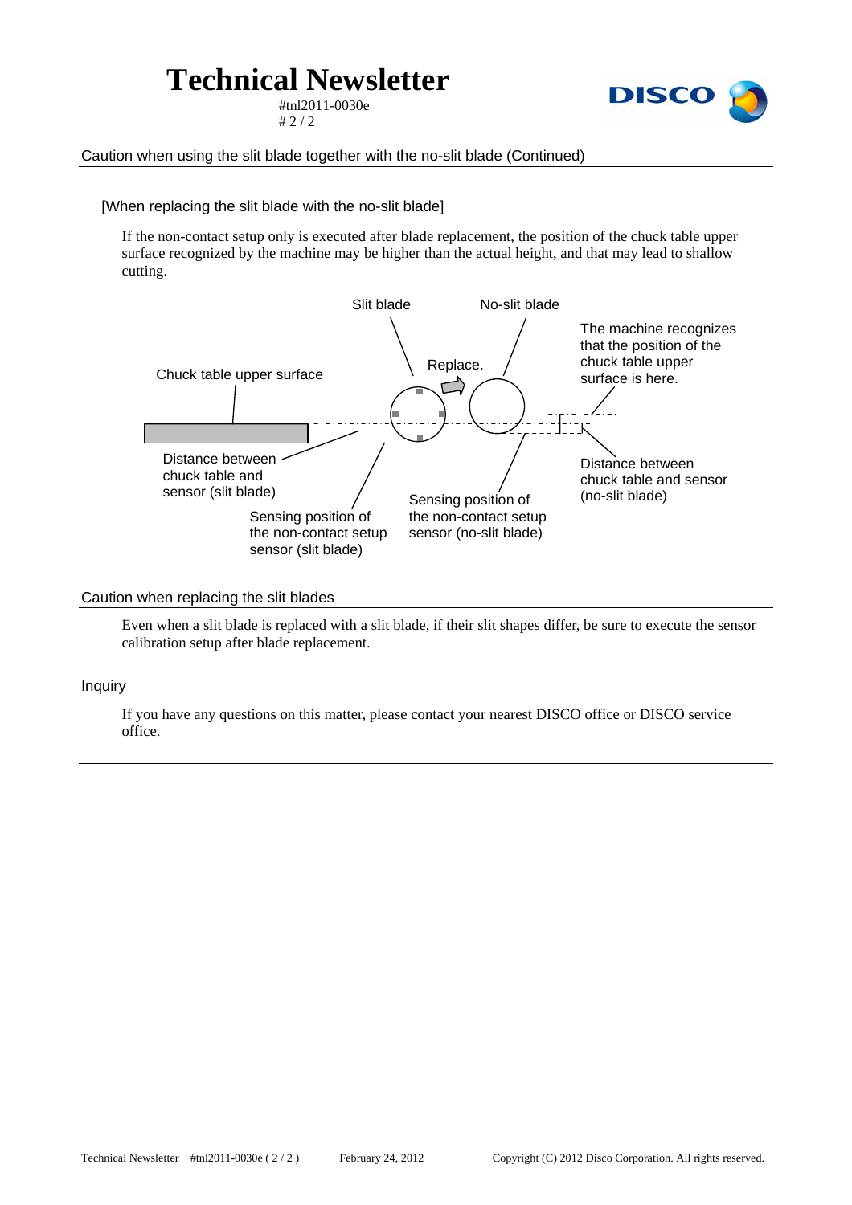## Caution when using the slit blade together with the no-slit blade (Continued)

[When replacing the slit blade with the no-slit blade]

If the non-contact setup only is executed after blade replacement, the position of the chuck table upper surface recognized by the machine may be higher than the actual height, and that may lead to shallow cutting.

Slit blade

No-slit blade

Replace.

Chuck table upper surface

The machine recognizes that the position of the chuck table upper surface is here.

Distance between chuck table and sensor (slit blade)

Distance between chuck table and sensor (no-slit blade)

Sensing position of the non-contact setup sensor (slit blade)

Sensing position of the non-contact setup sensor (no-slit blade)

## Caution when replacing the slit blades

Even when a slit blade is replaced with a slit blade, if their slit shapes differ, be sure to execute the sensor calibration setup after blade replacement.

## Inquiry

If you have any questions on this matter, please contact your nearest DISCO office or DISCO service office.